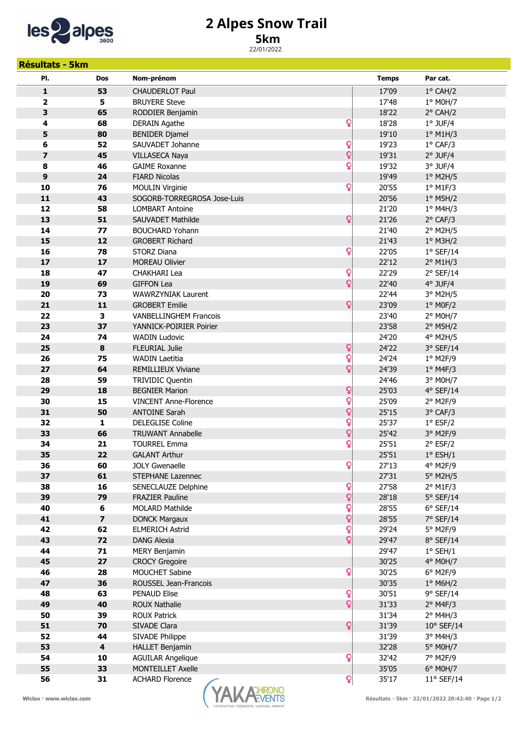# 2 Alpes Snow Trail

## 5km

22/01/2022

**Résultats - 5km**

| Pl. | Dos | Nom-prénom | | Temps | Par cat. |
|---|---|---|---|---|---|
| 1 | 53 | CHAUDERLOT Paul | | 17'09 | 1° CAH/2 |
| 2 | 5 | BRUYERE Steve | | 17'48 | 1° M0H/7 |
| 3 | 65 | RODDIER Benjamin | | 18'22 | 2° CAH/2 |
| 4 | 68 | DERAIN Agathe | ♀ | 18'28 | 1° JUF/4 |
| 5 | 80 | BENIDER Djamel | | 19'10 | 1° M1H/3 |
| 6 | 52 | SAUVADET Johanne | ♀ | 19'23 | 1° CAF/3 |
| 7 | 45 | VILLASECA Naya | ♀ | 19'31 | 2° JUF/4 |
| 8 | 46 | GAIME Roxanne | ♀ | 19'32 | 3° JUF/4 |
| 9 | 24 | FIARD Nicolas | | 19'49 | 1° M2H/5 |
| 10 | 76 | MOULIN Virginie | ♀ | 20'55 | 1° M1F/3 |
| 11 | 43 | SOGORB-TORREGROSA Jose-Luis | | 20'56 | 1° M5H/2 |
| 12 | 58 | LOMBART Antoine | | 21'20 | 1° M4H/3 |
| 13 | 51 | SAUVADET Mathilde | ♀ | 21'26 | 2° CAF/3 |
| 14 | 77 | BOUCHARD Yohann | | 21'40 | 2° M2H/5 |
| 15 | 12 | GROBERT Richard | | 21'43 | 1° M3H/2 |
| 16 | 78 | STORZ Diana | ♀ | 22'05 | 1° SEF/14 |
| 17 | 17 | MOREAU Olivier | | 22'12 | 2° M1H/3 |
| 18 | 47 | CHAKHARI Lea | ♀ | 22'29 | 2° SEF/14 |
| 19 | 69 | GIFFON Lea | ♀ | 22'40 | 4° JUF/4 |
| 20 | 73 | WAWRZYNIAK Laurent | | 22'44 | 3° M2H/5 |
| 21 | 11 | GROBERT Emilie | ♀ | 23'09 | 1° M0F/2 |
| 22 | 3 | VANBELLINGHEM Francois | | 23'40 | 2° M0H/7 |
| 23 | 37 | YANNICK-POIRIER Poirier | | 23'58 | 2° M5H/2 |
| 24 | 74 | WADIN Ludovic | | 24'20 | 4° M2H/5 |
| 25 | 8 | FLEURIAL Julie | ♀ | 24'22 | 3° SEF/14 |
| 26 | 75 | WADIN Laetitia | ♀ | 24'24 | 1° M2F/9 |
| 27 | 64 | REMILLIEUX Viviane | ♀ | 24'39 | 1° M4F/3 |
| 28 | 59 | TRIVIDIC Quentin | | 24'46 | 3° M0H/7 |
| 29 | 18 | BEGNIER Marion | ♀ | 25'03 | 4° SEF/14 |
| 30 | 15 | VINCENT Anne-Florence | ♀ | 25'09 | 2° M2F/9 |
| 31 | 50 | ANTOINE Sarah | ♀ | 25'15 | 3° CAF/3 |
| 32 | 1 | DELEGLISE Coline | ♀ | 25'37 | 1° ESF/2 |
| 33 | 66 | TRUWANT Annabelle | ♀ | 25'42 | 3° M2F/9 |
| 34 | 21 | TOURREL Emma | ♀ | 25'51 | 2° ESF/2 |
| 35 | 22 | GALANT Arthur | | 25'51 | 1° ESH/1 |
| 36 | 60 | JOLY Gwenaelle | ♀ | 27'13 | 4° M2F/9 |
| 37 | 61 | STEPHANE Lazennec | | 27'31 | 5° M2H/5 |
| 38 | 16 | SENECLAUZE Delphine | ♀ | 27'58 | 2° M1F/3 |
| 39 | 79 | FRAZIER Pauline | ♀ | 28'18 | 5° SEF/14 |
| 40 | 6 | MOLARD Mathilde | ♀ | 28'55 | 6° SEF/14 |
| 41 | 7 | DONCK Margaux | ♀ | 28'55 | 7° SEF/14 |
| 42 | 62 | ELMERICH Astrid | ♀ | 29'24 | 5° M2F/9 |
| 43 | 72 | DANG Alexia | ♀ | 29'47 | 8° SEF/14 |
| 44 | 71 | MERY Benjamin | | 29'47 | 1° SEH/1 |
| 45 | 27 | CROCY Gregoire | | 30'25 | 4° M0H/7 |
| 46 | 28 | MOUCHET Sabine | ♀ | 30'25 | 6° M2F/9 |
| 47 | 36 | ROUSSEL Jean-Francois | | 30'35 | 1° M6H/2 |
| 48 | 63 | PENAUD Elise | ♀ | 30'51 | 9° SEF/14 |
| 49 | 40 | ROUX Nathalie | ♀ | 31'33 | 2° M4F/3 |
| 50 | 39 | ROUX Patrick | | 31'34 | 2° M4H/3 |
| 51 | 70 | SIVADE Clara | ♀ | 31'39 | 10° SEF/14 |
| 52 | 44 | SIVADE Philippe | | 31'39 | 3° M4H/3 |
| 53 | 4 | HALLET Benjamin | | 32'28 | 5° M0H/7 |
| 54 | 10 | AGUILAR Angelique | ♀ | 32'42 | 7° M2F/9 |
| 55 | 33 | MONTEILLET Axelle | | 35'05 | 6° M0H/7 |
| 56 | 31 | ACHARD Florence | ♀ | 35'17 | 11° SEF/14 |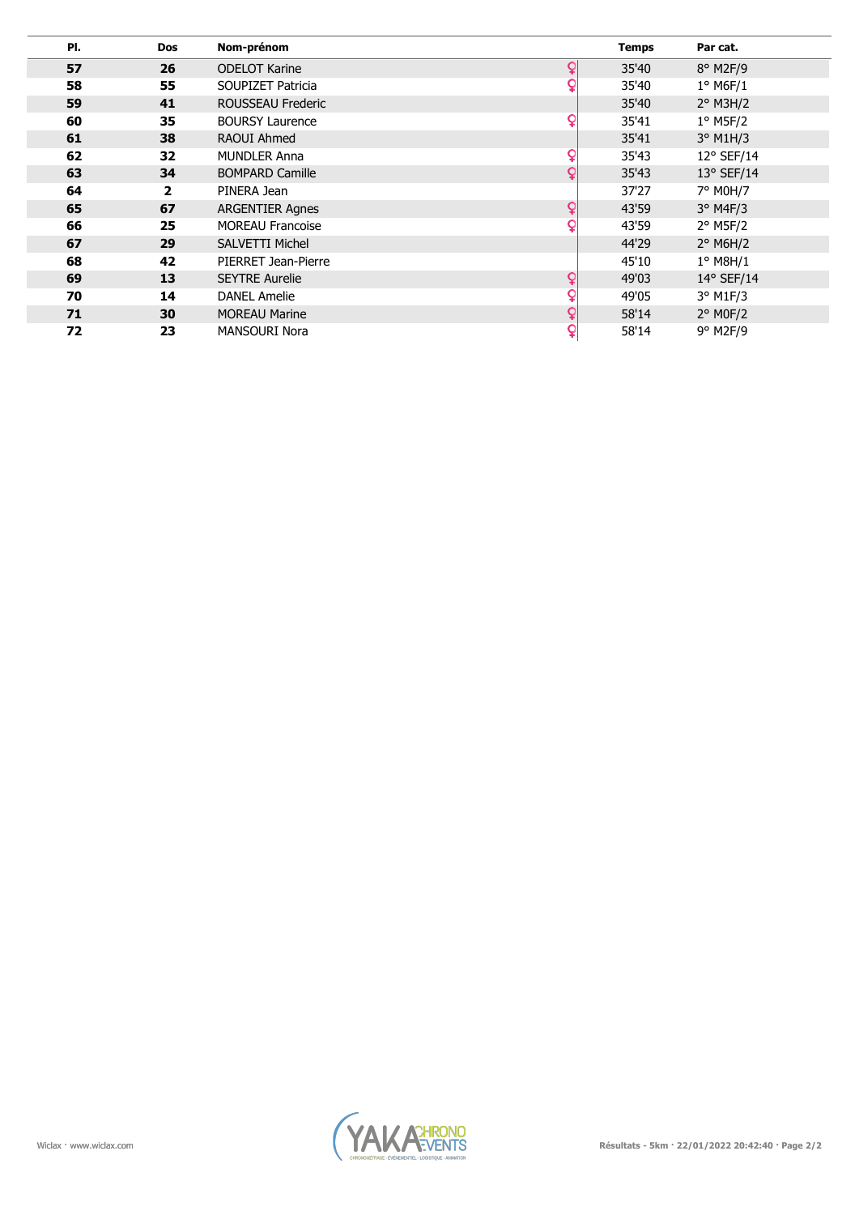| Pl. | Dos | Nom-prénom | | Temps | Par cat. |
|---|---|---|---|---|---|
| **57** | **26** | ODELOT Karine | ♀ | 35'40 | 8° M2F/9 |
| **58** | **55** | SOUPIZET Patricia | ♀ | 35'40 | 1° M6F/1 |
| **59** | **41** | ROUSSEAU Frederic | | 35'40 | 2° M3H/2 |
| **60** | **35** | BOURSY Laurence | ♀ | 35'41 | 1° M5F/2 |
| **61** | **38** | RAOUI Ahmed | | 35'41 | 3° M1H/3 |
| **62** | **32** | MUNDLER Anna | ♀ | 35'43 | 12° SEF/14 |
| **63** | **34** | BOMPARD Camille | ♀ | 35'43 | 13° SEF/14 |
| **64** | **2** | PINERA Jean | | 37'27 | 7° M0H/7 |
| **65** | **67** | ARGENTIER Agnes | ♀ | 43'59 | 3° M4F/3 |
| **66** | **25** | MOREAU Francoise | ♀ | 43'59 | 2° M5F/2 |
| **67** | **29** | SALVETTI Michel | | 44'29 | 2° M6H/2 |
| **68** | **42** | PIERRET Jean-Pierre | | 45'10 | 1° M8H/1 |
| **69** | **13** | SEYTRE Aurelie | ♀ | 49'03 | 14° SEF/14 |
| **70** | **14** | DANEL Amelie | ♀ | 49'05 | 3° M1F/3 |
| **71** | **30** | MOREAU Marine | ♀ | 58'14 | 2° M0F/2 |
| **72** | **23** | MANSOURI Nora | ♀ | 58'14 | 9° M2F/9 |